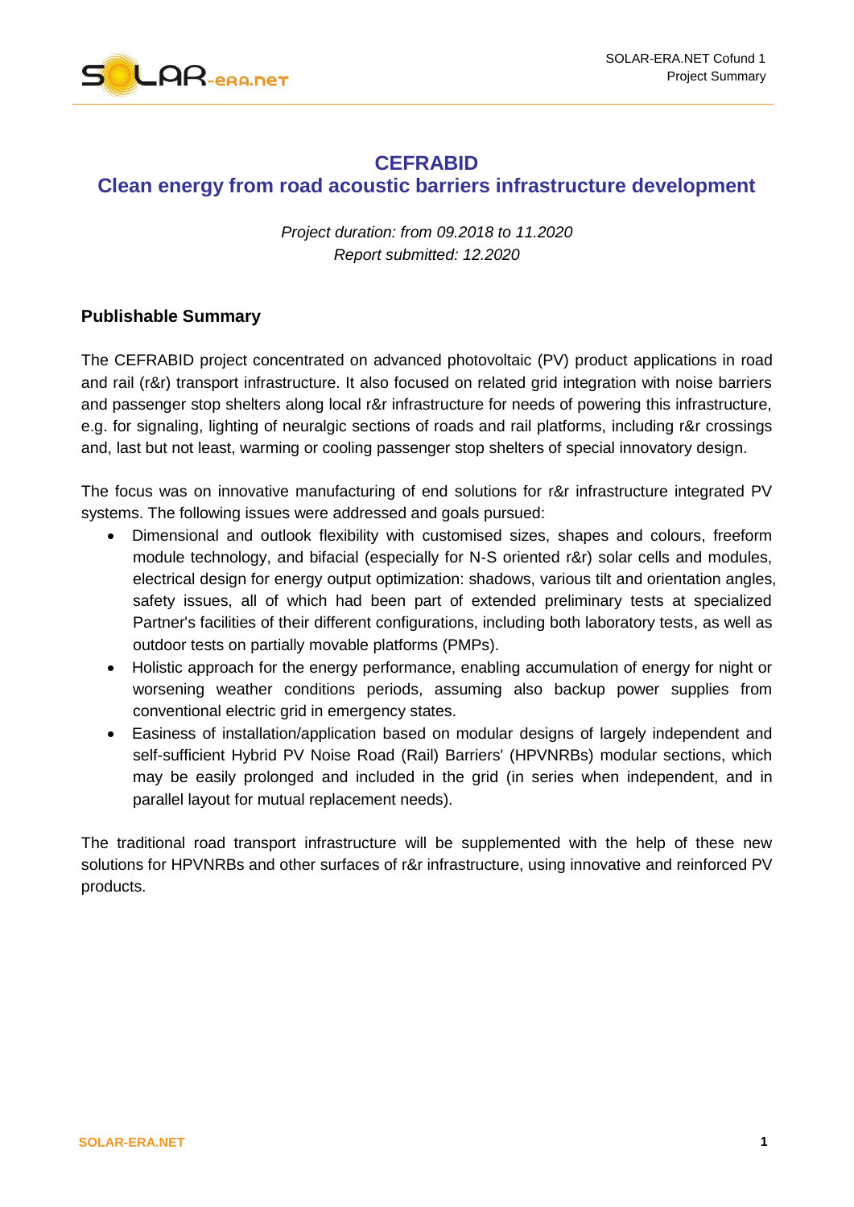# CEFRABID

## Clean energy from road acoustic barriers infrastructure development

*Project duration: from 09.2018 to 11.2020*
*Report submitted: 12.2020*

### Publishable Summary

The CEFRABID project concentrated on advanced photovoltaic (PV) product applications in road and rail (r&r) transport infrastructure. It also focused on related grid integration with noise barriers and passenger stop shelters along local r&r infrastructure for needs of powering this infrastructure, e.g. for signaling, lighting of neuralgic sections of roads and rail platforms, including r&r crossings and, last but not least, warming or cooling passenger stop shelters of special innovatory design.

The focus was on innovative manufacturing of end solutions for r&r infrastructure integrated PV systems. The following issues were addressed and goals pursued:

- Dimensional and outlook flexibility with customised sizes, shapes and colours, freeform module technology, and bifacial (especially for N-S oriented r&r) solar cells and modules, electrical design for energy output optimization: shadows, various tilt and orientation angles, safety issues, all of which had been part of extended preliminary tests at specialized Partner's facilities of their different configurations, including both laboratory tests, as well as outdoor tests on partially movable platforms (PMPs).
- Holistic approach for the energy performance, enabling accumulation of energy for night or worsening weather conditions periods, assuming also backup power supplies from conventional electric grid in emergency states.
- Easiness of installation/application based on modular designs of largely independent and self-sufficient Hybrid PV Noise Road (Rail) Barriers' (HPVNRBs) modular sections, which may be easily prolonged and included in the grid (in series when independent, and in parallel layout for mutual replacement needs).

The traditional road transport infrastructure will be supplemented with the help of these new solutions for HPVNRBs and other surfaces of r&r infrastructure, using innovative and reinforced PV products.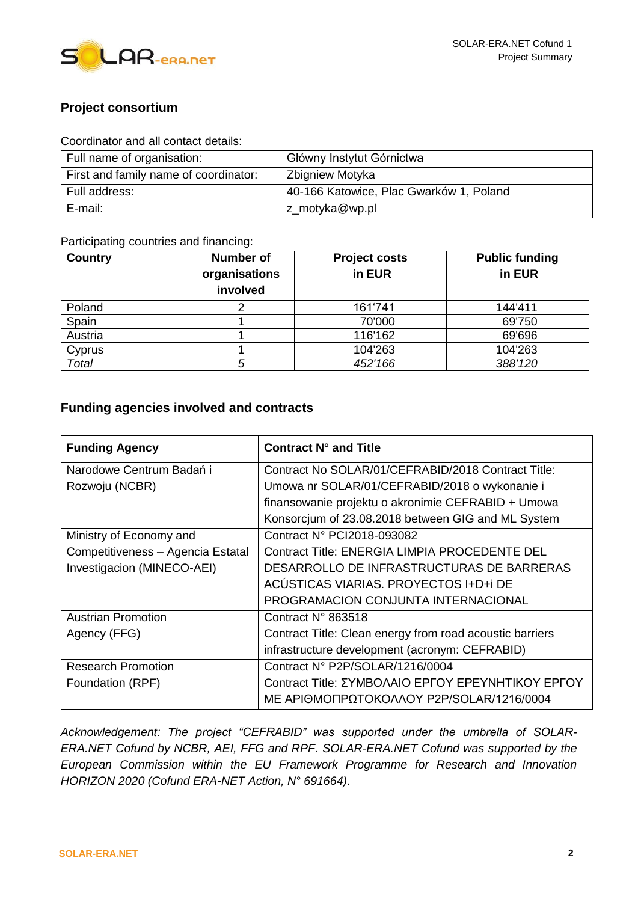## Project consortium

Coordinator and all contact details:

| | |
|---|---|
| Full name of organisation: | Główny Instytut Górnictwa |
| First and family name of coordinator: | Zbigniew Motyka |
| Full address: | 40-166 Katowice, Plac Gwarków 1, Poland |
| E-mail: | z_motyka@wp.pl |

Participating countries and financing:

| Country | Number of organisations involved | Project costs in EUR | Public funding in EUR |
|---|---|---|---|
| Poland | 2 | 161'741 | 144'411 |
| Spain | 1 | 70'000 | 69'750 |
| Austria | 1 | 116'162 | 69'696 |
| Cyprus | 1 | 104'263 | 104'263 |
| *Total* | *5* | *452'166* | *388'120* |

## Funding agencies involved and contracts

| Funding Agency | Contract N° and Title |
|---|---|
| Narodowe Centrum Badań i Rozwoju (NCBR) | Contract No SOLAR/01/CEFRABID/2018 Contract Title: Umowa nr SOLAR/01/CEFRABID/2018 o wykonanie i finansowanie projektu o akronimie CEFRABID + Umowa Konsorcjum of 23.08.2018 between GIG and ML System |
| Ministry of Economy and Competitiveness – Agencia Estatal Investigacion (MINECO-AEI) | Contract N° PCI2018-093082 Contract Title: ENERGIA LIMPIA PROCEDENTE DEL DESARROLLO DE INFRASTRUCTURAS DE BARRERAS ACÚSTICAS VIARIAS. PROYECTOS I+D+i DE PROGRAMACION CONJUNTA INTERNACIONAL |
| Austrian Promotion Agency (FFG) | Contract N° 863518 Contract Title: Clean energy from road acoustic barriers infrastructure development (acronym: CEFRABID) |
| Research Promotion Foundation (RPF) | Contract N° P2P/SOLAR/1216/0004 Contract Title: ΣΥΜΒΟΛΑΙΟ ΕΡΓΟΥ ΕΡΕΥΝΗΤΙΚΟΥ ΕΡΓΟΥ ΜΕ ΑΡΙΘΜΟΠΡΩΤΟΚΟΛΛΟΥ P2P/SOLAR/1216/0004 |

*Acknowledgement: The project “CEFRABID” was supported under the umbrella of SOLAR-ERA.NET Cofund by NCBR, AEI, FFG and RPF. SOLAR-ERA.NET Cofund was supported by the European Commission within the EU Framework Programme for Research and Innovation HORIZON 2020 (Cofund ERA-NET Action, N° 691664).*